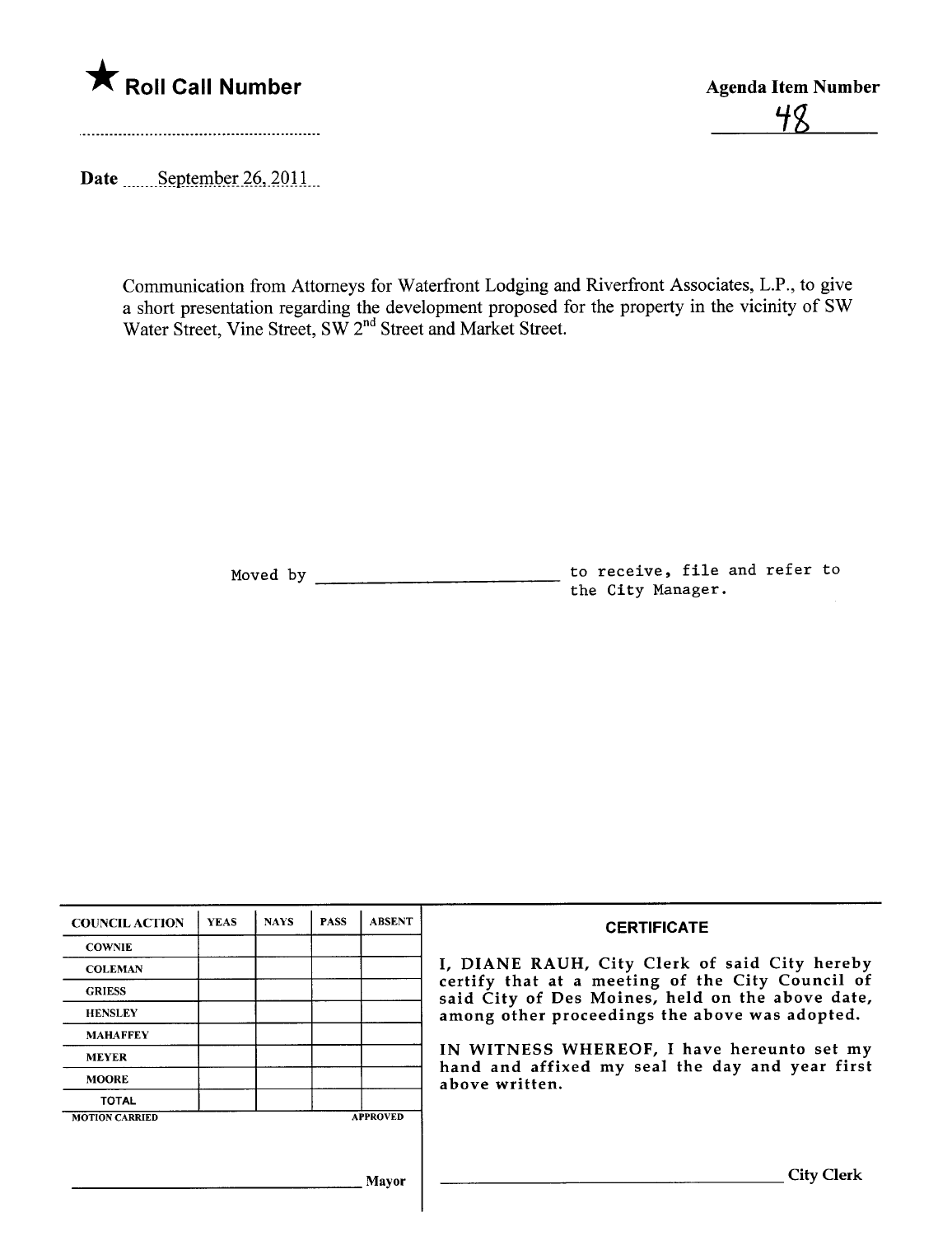★ **Roll Call Number**

**Agenda Item Number**

48

**Date** September 26, 2011

Communication from Attorneys for Waterfront Lodging and Riverfront Associates, L.P., to give a short presentation regarding the development proposed for the property in the vicinity of SW Water Street, Vine Street, SW 2nd Street and Market Street.

Moved by ________________________ to receive, file and refer to the City Manager.

| COUNCIL ACTION | YEAS | NAYS | PASS | ABSENT |
|---|---|---|---|---|
| COWNIE | | | | |
| COLEMAN | | | | |
| GRIESS | | | | |
| HENSLEY | | | | |
| MAHAFFEY | | | | |
| MEYER | | | | |
| MOORE | | | | |
| TOTAL | | | | |
| MOTION CARRIED | | | | APPROVED |

________________________ Mayor

**CERTIFICATE**

I, DIANE RAUH, City Clerk of said City hereby certify that at a meeting of the City Council of said City of Des Moines, held on the above date, among other proceedings the above was adopted.

IN WITNESS WHEREOF, I have hereunto set my hand and affixed my seal the day and year first above written.

________________________ City Clerk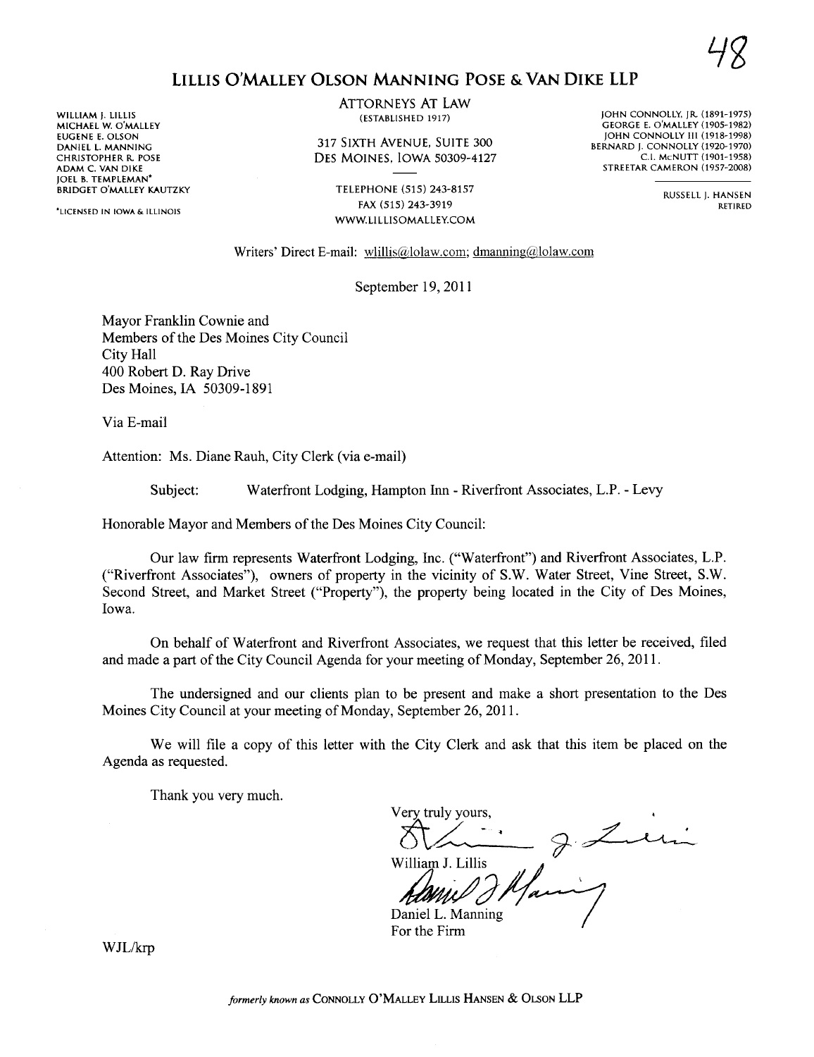# LILLIS O'MALLEY OLSON MANNING POSE & VAN DIKE LLP

ATTORNEYS AT LAW
(ESTABLISHED 1917)

317 SIXTH AVENUE, SUITE 300
DES MOINES, IOWA 50309-4127

TELEPHONE (515) 243-8157
FAX (515) 243-3919
WWW.LILLISOMALLEY.COM

WILLIAM J. LILLIS
MICHAEL W. O'MALLEY
EUGENE E. OLSON
DANIEL L. MANNING
CHRISTOPHER R. POSE
ADAM C. VAN DIKE
JOEL B. TEMPLEMAN*
BRIDGET O'MALLEY KAUTZKY

*LICENSED IN IOWA & ILLINOIS

JOHN CONNOLLY, JR. (1891-1975)
GEORGE E. O'MALLEY (1905-1982)
JOHN CONNOLLY III (1918-1998)
BERNARD J. CONNOLLY (1920-1970)
C.I. McNUTT (1901-1958)
STREETAR CAMERON (1957-2008)

RUSSELL J. HANSEN
RETIRED

Writers' Direct E-mail: wlillis@lolaw.com; dmanning@lolaw.com

September 19, 2011

Mayor Franklin Cownie and
Members of the Des Moines City Council
City Hall
400 Robert D. Ray Drive
Des Moines, IA 50309-1891

Via E-mail

Attention: Ms. Diane Rauh, City Clerk (via e-mail)

Subject: Waterfront Lodging, Hampton Inn - Riverfront Associates, L.P. - Levy

Honorable Mayor and Members of the Des Moines City Council:

Our law firm represents Waterfront Lodging, Inc. ("Waterfront") and Riverfront Associates, L.P. ("Riverfront Associates"), owners of property in the vicinity of S.W. Water Street, Vine Street, S.W. Second Street, and Market Street ("Property"), the property being located in the City of Des Moines, Iowa.

On behalf of Waterfront and Riverfront Associates, we request that this letter be received, filed and made a part of the City Council Agenda for your meeting of Monday, September 26, 2011.

The undersigned and our clients plan to be present and make a short presentation to the Des Moines City Council at your meeting of Monday, September 26, 2011.

We will file a copy of this letter with the City Clerk and ask that this item be placed on the Agenda as requested.

Thank you very much.

Very truly yours,

William J. Lillis

Daniel L. Manning
For the Firm

WJL/krp

*formerly known as* CONNOLLY O'MALLEY LILLIS HANSEN & OLSON LLP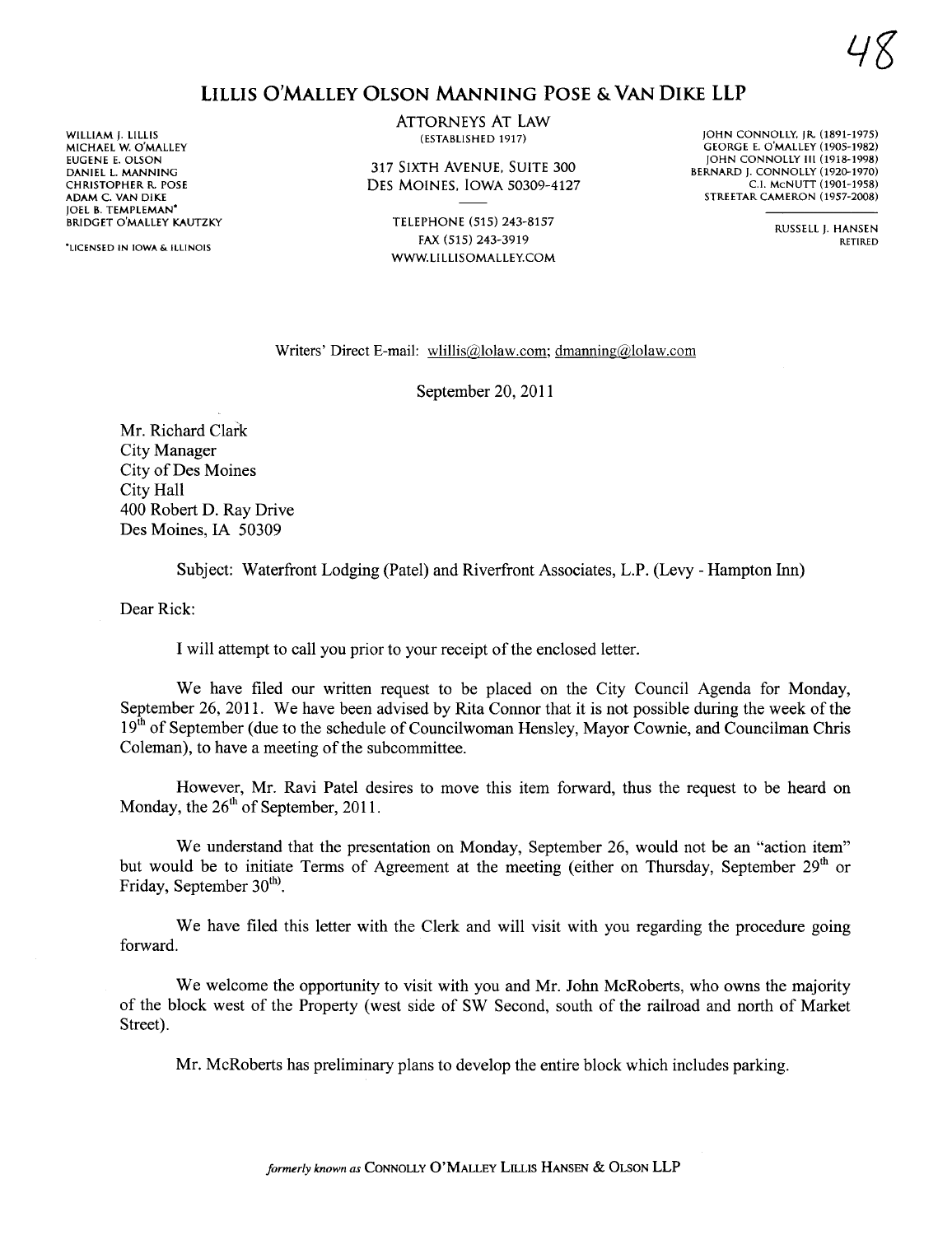# LILLIS O'MALLEY OLSON MANNING POSE & VAN DIKE LLP

WILLIAM J. LILLIS
MICHAEL W. O'MALLEY
EUGENE E. OLSON
DANIEL L. MANNING
CHRISTOPHER R. POSE
ADAM C. VAN DIKE
JOEL B. TEMPLEMAN*
BRIDGET O'MALLEY KAUTZKY

*LICENSED IN IOWA & ILLINOIS

ATTORNEYS AT LAW
(ESTABLISHED 1917)

317 SIXTH AVENUE, SUITE 300
DES MOINES, IOWA 50309-4127

TELEPHONE (515) 243-8157
FAX (515) 243-3919
WWW.LILLISOMALLEY.COM

JOHN CONNOLLY, JR. (1891-1975)
GEORGE E. O'MALLEY (1905-1982)
JOHN CONNOLLY III (1918-1998)
BERNARD J. CONNOLLY (1920-1970)
C.I. McNUTT (1901-1958)
STREETAR CAMERON (1957-2008)

RUSSELL J. HANSEN
RETIRED

Writers' Direct E-mail: wlillis@lolaw.com; dmanning@lolaw.com

September 20, 2011

Mr. Richard Clark
City Manager
City of Des Moines
City Hall
400 Robert D. Ray Drive
Des Moines, IA 50309

Subject: Waterfront Lodging (Patel) and Riverfront Associates, L.P. (Levy - Hampton Inn)

Dear Rick:

I will attempt to call you prior to your receipt of the enclosed letter.

We have filed our written request to be placed on the City Council Agenda for Monday, September 26, 2011. We have been advised by Rita Connor that it is not possible during the week of the 19th of September (due to the schedule of Councilwoman Hensley, Mayor Cownie, and Councilman Chris Coleman), to have a meeting of the subcommittee.

However, Mr. Ravi Patel desires to move this item forward, thus the request to be heard on Monday, the 26th of September, 2011.

We understand that the presentation on Monday, September 26, would not be an "action item" but would be to initiate Terms of Agreement at the meeting (either on Thursday, September 29th or Friday, September 30th).

We have filed this letter with the Clerk and will visit with you regarding the procedure going forward.

We welcome the opportunity to visit with you and Mr. John McRoberts, who owns the majority of the block west of the Property (west side of SW Second, south of the railroad and north of Market Street).

Mr. McRoberts has preliminary plans to develop the entire block which includes parking.

*formerly known as* CONNOLLY O'MALLEY LILLIS HANSEN & OLSON LLP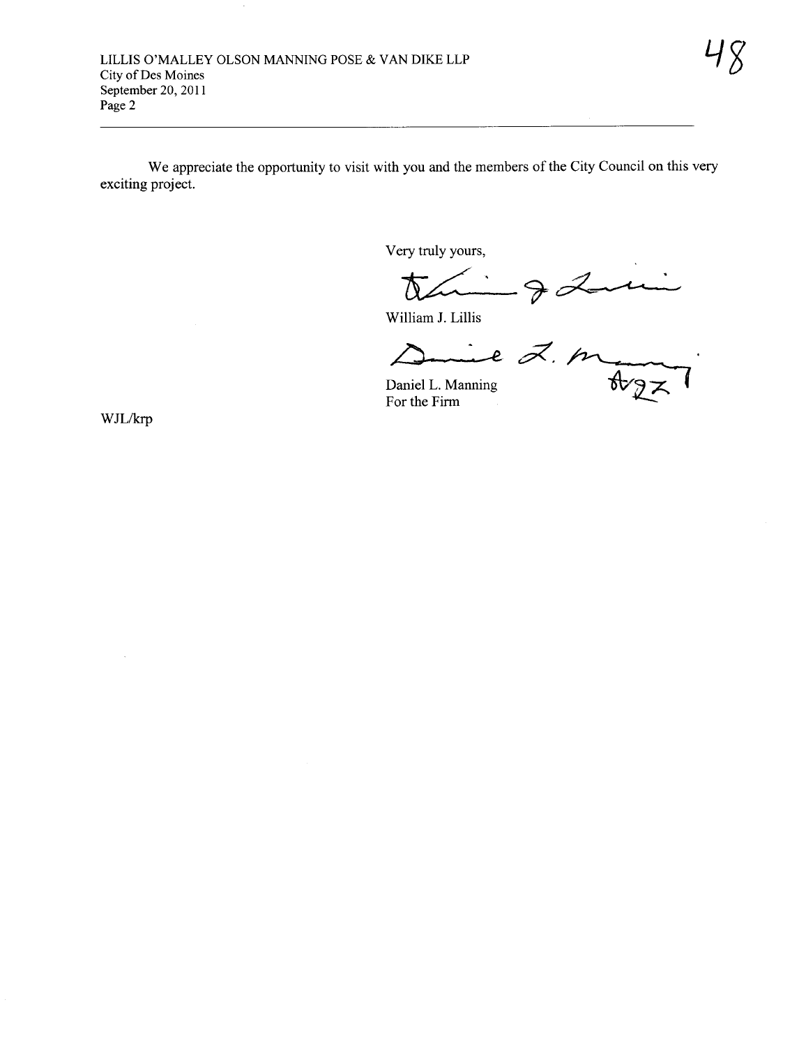We appreciate the opportunity to visit with you and the members of the City Council on this very exciting project.

Very truly yours,

William J. Lillis

Daniel L. Manning
For the Firm

WJL/krp